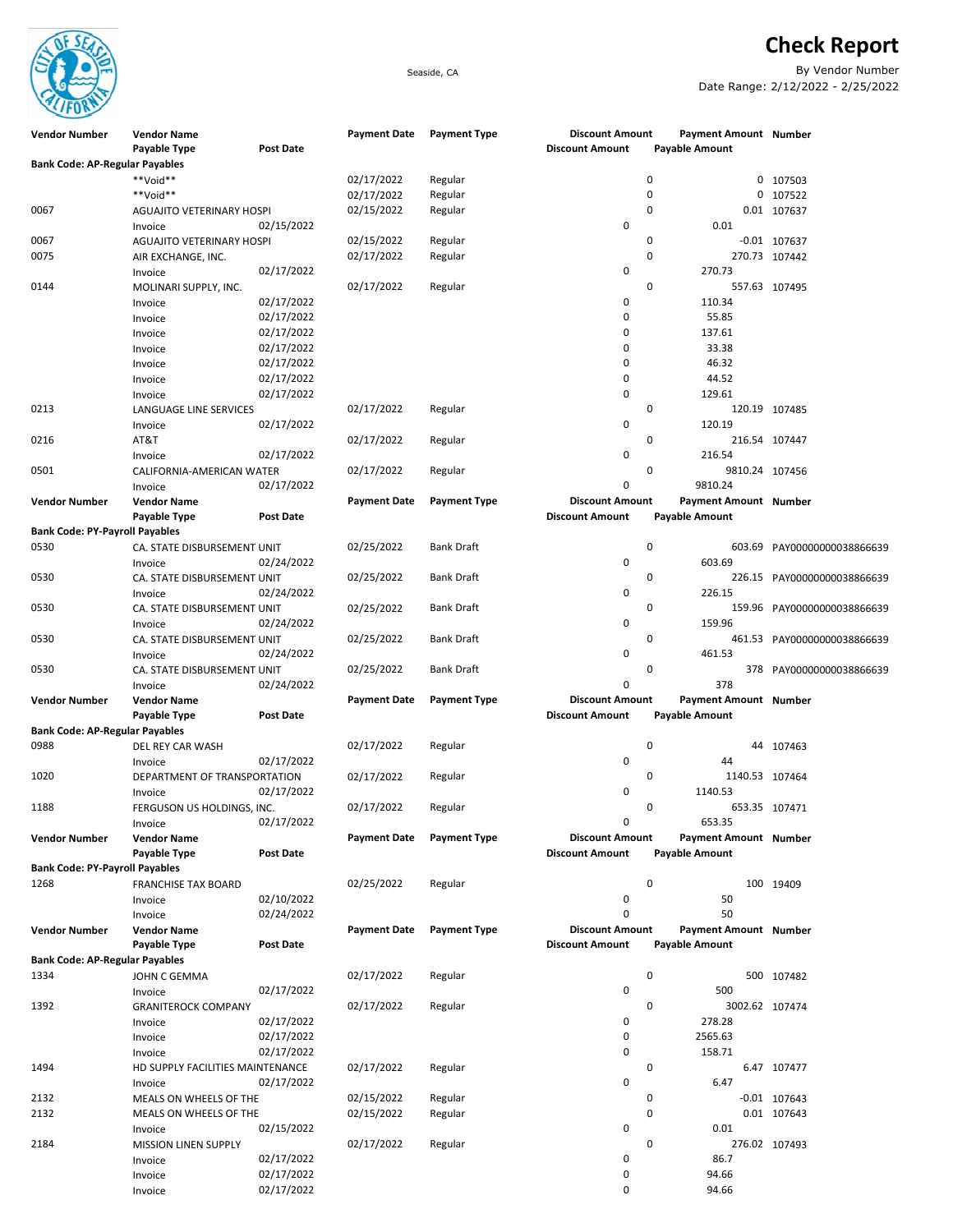# Check Report

Seaside, CA

By Vendor Number
Date Range: 2/12/2022 - 2/25/2022

| Vendor Number | Vendor Name / Payable Type | Post Date | Payment Date | Payment Type | Discount Amount | Payment Amount / Payable Amount | Number |
|---|---|---|---|---|---|---|---|
| **Bank Code: AP-Regular Payables** | | | | | | | |
| | **Void** | | 02/17/2022 | Regular | 0 | 0 | 107503 |
| | **Void** | | 02/17/2022 | Regular | 0 | 0 | 107522 |
| 0067 | AGUAJITO VETERINARY HOSPI | | 02/15/2022 | Regular | 0 | 0.01 | 107637 |
| | Invoice | 02/15/2022 | | | 0 | 0.01 | |
| 0067 | AGUAJITO VETERINARY HOSPI | | 02/15/2022 | Regular | 0 | -0.01 | 107637 |
| 0075 | AIR EXCHANGE, INC. | | 02/17/2022 | Regular | 0 | 270.73 | 107442 |
| | Invoice | 02/17/2022 | | | 0 | 270.73 | |
| 0144 | MOLINARI SUPPLY, INC. | | 02/17/2022 | Regular | 0 | 557.63 | 107495 |
| | Invoice | 02/17/2022 | | | 0 | 110.34 | |
| | Invoice | 02/17/2022 | | | 0 | 55.85 | |
| | Invoice | 02/17/2022 | | | 0 | 137.61 | |
| | Invoice | 02/17/2022 | | | 0 | 33.38 | |
| | Invoice | 02/17/2022 | | | 0 | 46.32 | |
| | Invoice | 02/17/2022 | | | 0 | 44.52 | |
| | Invoice | 02/17/2022 | | | 0 | 129.61 | |
| 0213 | LANGUAGE LINE SERVICES | | 02/17/2022 | Regular | 0 | 120.19 | 107485 |
| | Invoice | 02/17/2022 | | | 0 | 120.19 | |
| 0216 | AT&T | | 02/17/2022 | Regular | 0 | 216.54 | 107447 |
| | Invoice | 02/17/2022 | | | 0 | 216.54 | |
| 0501 | CALIFORNIA-AMERICAN WATER | | 02/17/2022 | Regular | 0 | 9810.24 | 107456 |
| | Invoice | 02/17/2022 | | | 0 | 9810.24 | |
| **Bank Code: PY-Payroll Payables** | | | | | | | |
| 0530 | CA. STATE DISBURSEMENT UNIT | | 02/25/2022 | Bank Draft | 0 | 603.69 | PAY00000000038866639 |
| | Invoice | 02/24/2022 | | | 0 | 603.69 | |
| 0530 | CA. STATE DISBURSEMENT UNIT | | 02/25/2022 | Bank Draft | 0 | 226.15 | PAY00000000038866639 |
| | Invoice | 02/24/2022 | | | 0 | 226.15 | |
| 0530 | CA. STATE DISBURSEMENT UNIT | | 02/25/2022 | Bank Draft | 0 | 159.96 | PAY00000000038866639 |
| | Invoice | 02/24/2022 | | | 0 | 159.96 | |
| 0530 | CA. STATE DISBURSEMENT UNIT | | 02/25/2022 | Bank Draft | 0 | 461.53 | PAY00000000038866639 |
| | Invoice | 02/24/2022 | | | 0 | 461.53 | |
| 0530 | CA. STATE DISBURSEMENT UNIT | | 02/25/2022 | Bank Draft | 0 | 378 | PAY00000000038866639 |
| | Invoice | 02/24/2022 | | | 0 | 378 | |
| **Bank Code: AP-Regular Payables** | | | | | | | |
| 0988 | DEL REY CAR WASH | | 02/17/2022 | Regular | 0 | 44 | 107463 |
| | Invoice | 02/17/2022 | | | 0 | 44 | |
| 1020 | DEPARTMENT OF TRANSPORTATION | | 02/17/2022 | Regular | 0 | 1140.53 | 107464 |
| | Invoice | 02/17/2022 | | | 0 | 1140.53 | |
| 1188 | FERGUSON US HOLDINGS, INC. | | 02/17/2022 | Regular | 0 | 653.35 | 107471 |
| | Invoice | 02/17/2022 | | | 0 | 653.35 | |
| **Bank Code: PY-Payroll Payables** | | | | | | | |
| 1268 | FRANCHISE TAX BOARD | | 02/25/2022 | Regular | 0 | 100 | 19409 |
| | Invoice | 02/10/2022 | | | 0 | 50 | |
| | Invoice | 02/24/2022 | | | 0 | 50 | |
| **Bank Code: AP-Regular Payables** | | | | | | | |
| 1334 | JOHN C GEMMA | | 02/17/2022 | Regular | 0 | 500 | 107482 |
| | Invoice | 02/17/2022 | | | 0 | 500 | |
| 1392 | GRANITEROCK COMPANY | | 02/17/2022 | Regular | 0 | 3002.62 | 107474 |
| | Invoice | 02/17/2022 | | | 0 | 278.28 | |
| | Invoice | 02/17/2022 | | | 0 | 2565.63 | |
| | Invoice | 02/17/2022 | | | 0 | 158.71 | |
| 1494 | HD SUPPLY FACILITIES MAINTENANCE | | 02/17/2022 | Regular | 0 | 6.47 | 107477 |
| | Invoice | 02/17/2022 | | | 0 | 6.47 | |
| 2132 | MEALS ON WHEELS OF THE | | 02/15/2022 | Regular | 0 | -0.01 | 107643 |
| 2132 | MEALS ON WHEELS OF THE | | 02/15/2022 | Regular | 0 | 0.01 | 107643 |
| | Invoice | 02/15/2022 | | | 0 | 0.01 | |
| 2184 | MISSION LINEN SUPPLY | | 02/17/2022 | Regular | 0 | 276.02 | 107493 |
| | Invoice | 02/17/2022 | | | 0 | 86.7 | |
| | Invoice | 02/17/2022 | | | 0 | 94.66 | |
| | Invoice | 02/17/2022 | | | 0 | 94.66 | |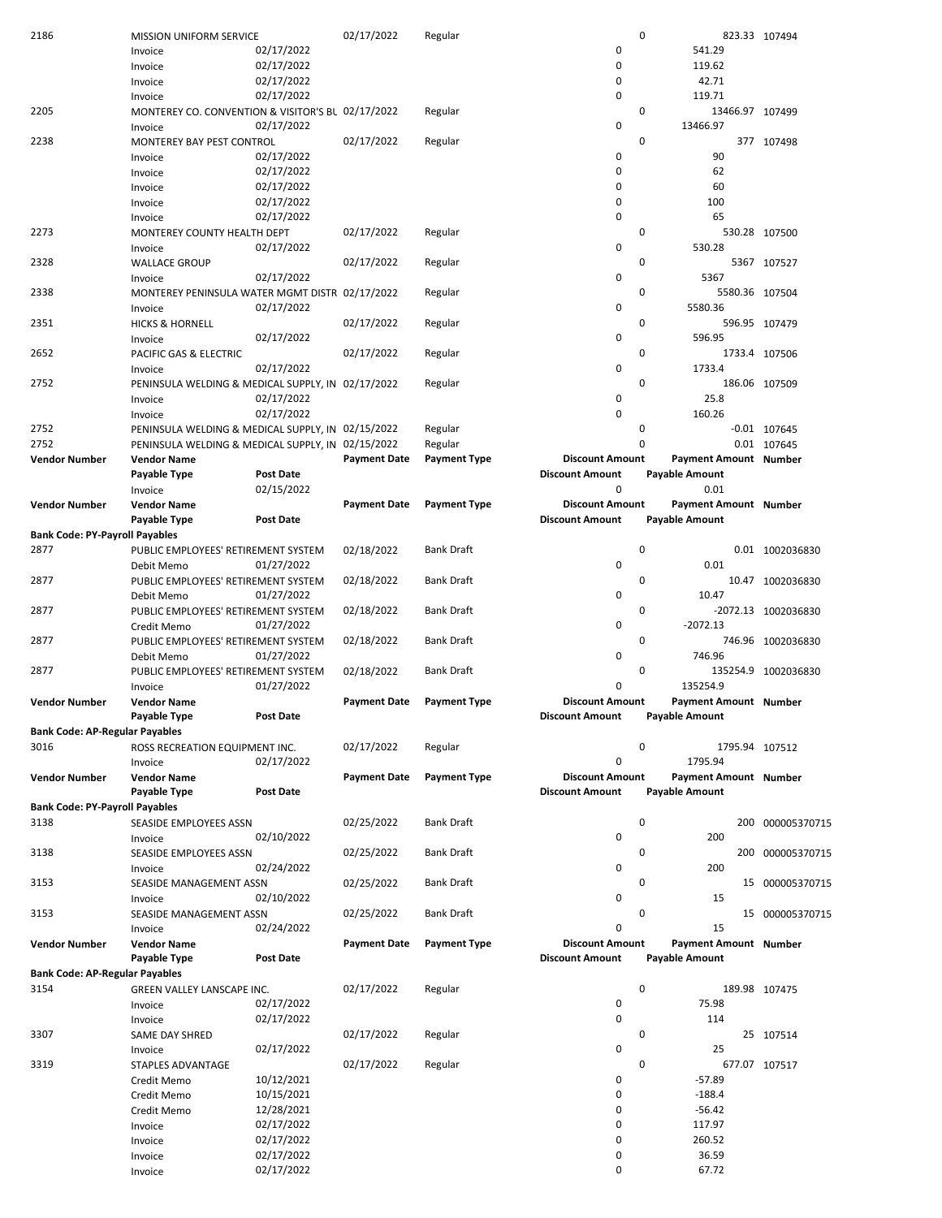| | | | | | | | |
|---|---|---|---|---|---|---|---|
| 2186 | MISSION UNIFORM SERVICE | | 02/17/2022 | Regular | 0 | 823.33 | 107494 |
| | Invoice | 02/17/2022 | | | 0 | 541.29 | |
| | Invoice | 02/17/2022 | | | 0 | 119.62 | |
| | Invoice | 02/17/2022 | | | 0 | 42.71 | |
| | Invoice | 02/17/2022 | | | 0 | 119.71 | |
| 2205 | MONTEREY CO. CONVENTION & VISITOR'S BU | | 02/17/2022 | Regular | 0 | 13466.97 | 107499 |
| | Invoice | 02/17/2022 | | | 0 | 13466.97 | |
| 2238 | MONTEREY BAY PEST CONTROL | | 02/17/2022 | Regular | 0 | 377 | 107498 |
| | Invoice | 02/17/2022 | | | 0 | 90 | |
| | Invoice | 02/17/2022 | | | 0 | 62 | |
| | Invoice | 02/17/2022 | | | 0 | 60 | |
| | Invoice | 02/17/2022 | | | 0 | 100 | |
| | Invoice | 02/17/2022 | | | 0 | 65 | |
| 2273 | MONTEREY COUNTY HEALTH DEPT | | 02/17/2022 | Regular | 0 | 530.28 | 107500 |
| | Invoice | 02/17/2022 | | | 0 | 530.28 | |
| 2328 | WALLACE GROUP | | 02/17/2022 | Regular | 0 | 5367 | 107527 |
| | Invoice | 02/17/2022 | | | 0 | 5367 | |
| 2338 | MONTEREY PENINSULA WATER MGMT DISTR | | 02/17/2022 | Regular | 0 | 5580.36 | 107504 |
| | Invoice | 02/17/2022 | | | 0 | 5580.36 | |
| 2351 | HICKS & HORNELL | | 02/17/2022 | Regular | 0 | 596.95 | 107479 |
| | Invoice | 02/17/2022 | | | 0 | 596.95 | |
| 2652 | PACIFIC GAS & ELECTRIC | | 02/17/2022 | Regular | 0 | 1733.4 | 107506 |
| | Invoice | 02/17/2022 | | | 0 | 1733.4 | |
| 2752 | PENINSULA WELDING & MEDICAL SUPPLY, IN | | 02/17/2022 | Regular | 0 | 186.06 | 107509 |
| | Invoice | 02/17/2022 | | | 0 | 25.8 | |
| | Invoice | 02/17/2022 | | | 0 | 160.26 | |
| 2752 | PENINSULA WELDING & MEDICAL SUPPLY, IN | | 02/15/2022 | Regular | 0 | -0.01 | 107645 |
| 2752 | PENINSULA WELDING & MEDICAL SUPPLY, IN | | 02/15/2022 | Regular | 0 | 0.01 | 107645 |
| **Vendor Number** | **Vendor Name** | | **Payment Date** | **Payment Type** | **Discount Amount** | **Payment Amount** | **Number** |
| | **Payable Type** | **Post Date** | | | **Discount Amount** | **Payable Amount** | |
| | Invoice | 02/15/2022 | | | 0 | 0.01 | |
| **Vendor Number** | **Vendor Name** | | **Payment Date** | **Payment Type** | **Discount Amount** | **Payment Amount** | **Number** |
| | **Payable Type** | **Post Date** | | | **Discount Amount** | **Payable Amount** | |
| **Bank Code: PY-Payroll Payables** | | | | | | | |
| 2877 | PUBLIC EMPLOYEES' RETIREMENT SYSTEM | | 02/18/2022 | Bank Draft | 0 | 0.01 | 1002036830 |
| | Debit Memo | 01/27/2022 | | | 0 | 0.01 | |
| 2877 | PUBLIC EMPLOYEES' RETIREMENT SYSTEM | | 02/18/2022 | Bank Draft | 0 | 10.47 | 1002036830 |
| | Debit Memo | 01/27/2022 | | | 0 | 10.47 | |
| 2877 | PUBLIC EMPLOYEES' RETIREMENT SYSTEM | | 02/18/2022 | Bank Draft | 0 | -2072.13 | 1002036830 |
| | Credit Memo | 01/27/2022 | | | 0 | -2072.13 | |
| 2877 | PUBLIC EMPLOYEES' RETIREMENT SYSTEM | | 02/18/2022 | Bank Draft | 0 | 746.96 | 1002036830 |
| | Debit Memo | 01/27/2022 | | | 0 | 746.96 | |
| 2877 | PUBLIC EMPLOYEES' RETIREMENT SYSTEM | | 02/18/2022 | Bank Draft | 0 | 135254.9 | 1002036830 |
| | Invoice | 01/27/2022 | | | 0 | 135254.9 | |
| **Vendor Number** | **Vendor Name** | | **Payment Date** | **Payment Type** | **Discount Amount** | **Payment Amount** | **Number** |
| | **Payable Type** | **Post Date** | | | **Discount Amount** | **Payable Amount** | |
| **Bank Code: AP-Regular Payables** | | | | | | | |
| 3016 | ROSS RECREATION EQUIPMENT INC. | | 02/17/2022 | Regular | 0 | 1795.94 | 107512 |
| | Invoice | 02/17/2022 | | | 0 | 1795.94 | |
| **Vendor Number** | **Vendor Name** | | **Payment Date** | **Payment Type** | **Discount Amount** | **Payment Amount** | **Number** |
| | **Payable Type** | **Post Date** | | | **Discount Amount** | **Payable Amount** | |
| **Bank Code: PY-Payroll Payables** | | | | | | | |
| 3138 | SEASIDE EMPLOYEES ASSN | | 02/25/2022 | Bank Draft | 0 | 200 | 000005370715 |
| | Invoice | 02/10/2022 | | | 0 | 200 | |
| 3138 | SEASIDE EMPLOYEES ASSN | | 02/25/2022 | Bank Draft | 0 | 200 | 000005370715 |
| | Invoice | 02/24/2022 | | | 0 | 200 | |
| 3153 | SEASIDE MANAGEMENT ASSN | | 02/25/2022 | Bank Draft | 0 | 15 | 000005370715 |
| | Invoice | 02/10/2022 | | | 0 | 15 | |
| 3153 | SEASIDE MANAGEMENT ASSN | | 02/25/2022 | Bank Draft | 0 | 15 | 000005370715 |
| | Invoice | 02/24/2022 | | | 0 | 15 | |
| **Vendor Number** | **Vendor Name** | | **Payment Date** | **Payment Type** | **Discount Amount** | **Payment Amount** | **Number** |
| | **Payable Type** | **Post Date** | | | **Discount Amount** | **Payable Amount** | |
| **Bank Code: AP-Regular Payables** | | | | | | | |
| 3154 | GREEN VALLEY LANSCAPE INC. | | 02/17/2022 | Regular | 0 | 189.98 | 107475 |
| | Invoice | 02/17/2022 | | | 0 | 75.98 | |
| | Invoice | 02/17/2022 | | | 0 | 114 | |
| 3307 | SAME DAY SHRED | | 02/17/2022 | Regular | 0 | 25 | 107514 |
| | Invoice | 02/17/2022 | | | 0 | 25 | |
| 3319 | STAPLES ADVANTAGE | | 02/17/2022 | Regular | 0 | 677.07 | 107517 |
| | Credit Memo | 10/12/2021 | | | 0 | -57.89 | |
| | Credit Memo | 10/15/2021 | | | 0 | -188.4 | |
| | Credit Memo | 12/28/2021 | | | 0 | -56.42 | |
| | Invoice | 02/17/2022 | | | 0 | 117.97 | |
| | Invoice | 02/17/2022 | | | 0 | 260.52 | |
| | Invoice | 02/17/2022 | | | 0 | 36.59 | |
| | Invoice | 02/17/2022 | | | 0 | 67.72 | |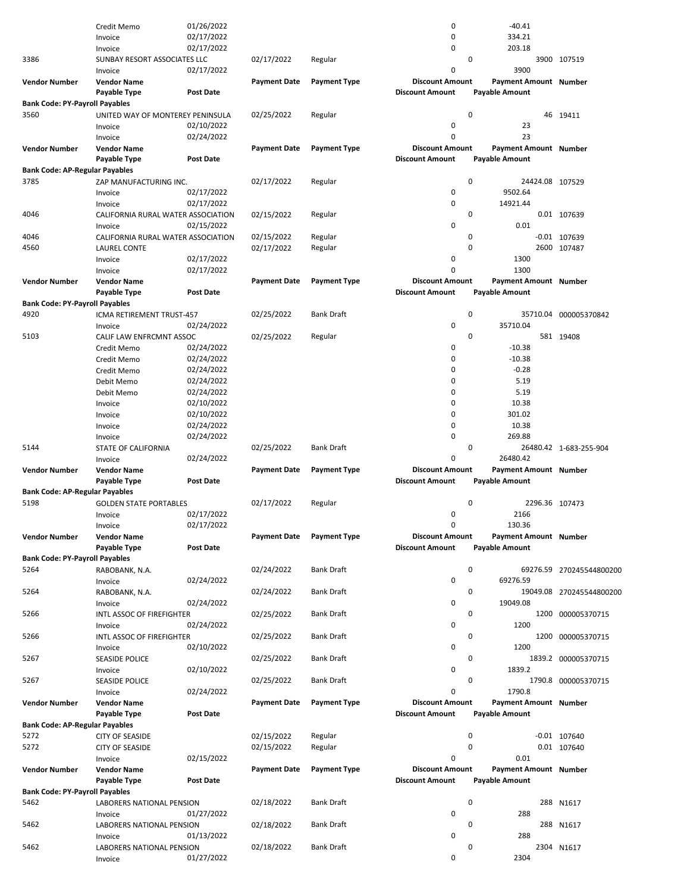| Vendor Number | Vendor Name | | Payment Date | Payment Type | Discount Amount | Payment Amount | Number |
|---|---|---|---|---|---|---|---|
| | Payable Type | Post Date | | | Discount Amount | Payable Amount | |
| | Credit Memo | 01/26/2022 | | | 0 | -40.41 | |
| | Invoice | 02/17/2022 | | | 0 | 334.21 | |
| | Invoice | 02/17/2022 | | | 0 | 203.18 | |
| 3386 | SUNBAY RESORT ASSOCIATES LLC | | 02/17/2022 | Regular | 0 | 3900 | 107519 |
| | Invoice | 02/17/2022 | | | 0 | 3900 | |

| Vendor Number | Vendor Name | | Payment Date | Payment Type | Discount Amount | Payment Amount | Number |
|---|---|---|---|---|---|---|---|
| | Payable Type | Post Date | | | Discount Amount | Payable Amount | |
| **Bank Code: PY-Payroll Payables** | | | | | | | |
| 3560 | UNITED WAY OF MONTEREY PENINSULA | | 02/25/2022 | Regular | 0 | 46 | 19411 |
| | Invoice | 02/10/2022 | | | 0 | 23 | |
| | Invoice | 02/24/2022 | | | 0 | 23 | |

| Vendor Number | Vendor Name | | Payment Date | Payment Type | Discount Amount | Payment Amount | Number |
|---|---|---|---|---|---|---|---|
| | Payable Type | Post Date | | | Discount Amount | Payable Amount | |
| **Bank Code: AP-Regular Payables** | | | | | | | |
| 3785 | ZAP MANUFACTURING INC. | | 02/17/2022 | Regular | 0 | 24424.08 | 107529 |
| | Invoice | 02/17/2022 | | | 0 | 9502.64 | |
| | Invoice | 02/17/2022 | | | 0 | 14921.44 | |
| 4046 | CALIFORNIA RURAL WATER ASSOCIATION | | 02/15/2022 | Regular | 0 | 0.01 | 107639 |
| | Invoice | 02/15/2022 | | | 0 | 0.01 | |
| 4046 | CALIFORNIA RURAL WATER ASSOCIATION | | 02/15/2022 | Regular | 0 | -0.01 | 107639 |
| 4560 | LAUREL CONTE | | 02/17/2022 | Regular | 0 | 2600 | 107487 |
| | Invoice | 02/17/2022 | | | 0 | 1300 | |
| | Invoice | 02/17/2022 | | | 0 | 1300 | |

| Vendor Number | Vendor Name | | Payment Date | Payment Type | Discount Amount | Payment Amount | Number |
|---|---|---|---|---|---|---|---|
| | Payable Type | Post Date | | | Discount Amount | Payable Amount | |
| **Bank Code: PY-Payroll Payables** | | | | | | | |
| 4920 | ICMA RETIREMENT TRUST-457 | | 02/25/2022 | Bank Draft | 0 | 35710.04 | 000005370842 |
| | Invoice | 02/24/2022 | | | 0 | 35710.04 | |
| 5103 | CALIF LAW ENFRCMNT ASSOC | | 02/25/2022 | Regular | 0 | 581 | 19408 |
| | Credit Memo | 02/24/2022 | | | 0 | -10.38 | |
| | Credit Memo | 02/24/2022 | | | 0 | -10.38 | |
| | Credit Memo | 02/24/2022 | | | 0 | -0.28 | |
| | Debit Memo | 02/24/2022 | | | 0 | 5.19 | |
| | Debit Memo | 02/24/2022 | | | 0 | 5.19 | |
| | Invoice | 02/10/2022 | | | 0 | 10.38 | |
| | Invoice | 02/10/2022 | | | 0 | 301.02 | |
| | Invoice | 02/24/2022 | | | 0 | 10.38 | |
| | Invoice | 02/24/2022 | | | 0 | 269.88 | |
| 5144 | STATE OF CALIFORNIA | | 02/25/2022 | Bank Draft | 0 | 26480.42 | 1-683-255-904 |
| | Invoice | 02/24/2022 | | | 0 | 26480.42 | |

| Vendor Number | Vendor Name | | Payment Date | Payment Type | Discount Amount | Payment Amount | Number |
|---|---|---|---|---|---|---|---|
| | Payable Type | Post Date | | | Discount Amount | Payable Amount | |
| **Bank Code: AP-Regular Payables** | | | | | | | |
| 5198 | GOLDEN STATE PORTABLES | | 02/17/2022 | Regular | 0 | 2296.36 | 107473 |
| | Invoice | 02/17/2022 | | | 0 | 2166 | |
| | Invoice | 02/17/2022 | | | 0 | 130.36 | |

| Vendor Number | Vendor Name | | Payment Date | Payment Type | Discount Amount | Payment Amount | Number |
|---|---|---|---|---|---|---|---|
| | Payable Type | Post Date | | | Discount Amount | Payable Amount | |
| **Bank Code: PY-Payroll Payables** | | | | | | | |
| 5264 | RABOBANK, N.A. | | 02/24/2022 | Bank Draft | 0 | 69276.59 | 270245544800200 |
| | Invoice | 02/24/2022 | | | 0 | 69276.59 | |
| 5264 | RABOBANK, N.A. | | 02/24/2022 | Bank Draft | 0 | 19049.08 | 270245544800200 |
| | Invoice | 02/24/2022 | | | 0 | 19049.08 | |
| 5266 | INTL ASSOC OF FIREFIGHTER | | 02/25/2022 | Bank Draft | 0 | 1200 | 000005370715 |
| | Invoice | 02/24/2022 | | | 0 | 1200 | |
| 5266 | INTL ASSOC OF FIREFIGHTER | | 02/25/2022 | Bank Draft | 0 | 1200 | 000005370715 |
| | Invoice | 02/10/2022 | | | 0 | 1200 | |
| 5267 | SEASIDE POLICE | | 02/25/2022 | Bank Draft | 0 | 1839.2 | 000005370715 |
| | Invoice | 02/10/2022 | | | 0 | 1839.2 | |
| 5267 | SEASIDE POLICE | | 02/25/2022 | Bank Draft | 0 | 1790.8 | 000005370715 |
| | Invoice | 02/24/2022 | | | 0 | 1790.8 | |

| Vendor Number | Vendor Name | | Payment Date | Payment Type | Discount Amount | Payment Amount | Number |
|---|---|---|---|---|---|---|---|
| | Payable Type | Post Date | | | Discount Amount | Payable Amount | |
| **Bank Code: AP-Regular Payables** | | | | | | | |
| 5272 | CITY OF SEASIDE | | 02/15/2022 | Regular | 0 | -0.01 | 107640 |
| 5272 | CITY OF SEASIDE | | 02/15/2022 | Regular | 0 | 0.01 | 107640 |
| | Invoice | 02/15/2022 | | | 0 | 0.01 | |

| Vendor Number | Vendor Name | | Payment Date | Payment Type | Discount Amount | Payment Amount | Number |
|---|---|---|---|---|---|---|---|
| | Payable Type | Post Date | | | Discount Amount | Payable Amount | |
| **Bank Code: PY-Payroll Payables** | | | | | | | |
| 5462 | LABORERS NATIONAL PENSION | | 02/18/2022 | Bank Draft | 0 | 288 | N1617 |
| | Invoice | 01/27/2022 | | | 0 | 288 | |
| 5462 | LABORERS NATIONAL PENSION | | 02/18/2022 | Bank Draft | 0 | 288 | N1617 |
| | Invoice | 01/13/2022 | | | 0 | 288 | |
| 5462 | LABORERS NATIONAL PENSION | | 02/18/2022 | Bank Draft | 0 | 2304 | N1617 |
| | Invoice | 01/27/2022 | | | 0 | 2304 | |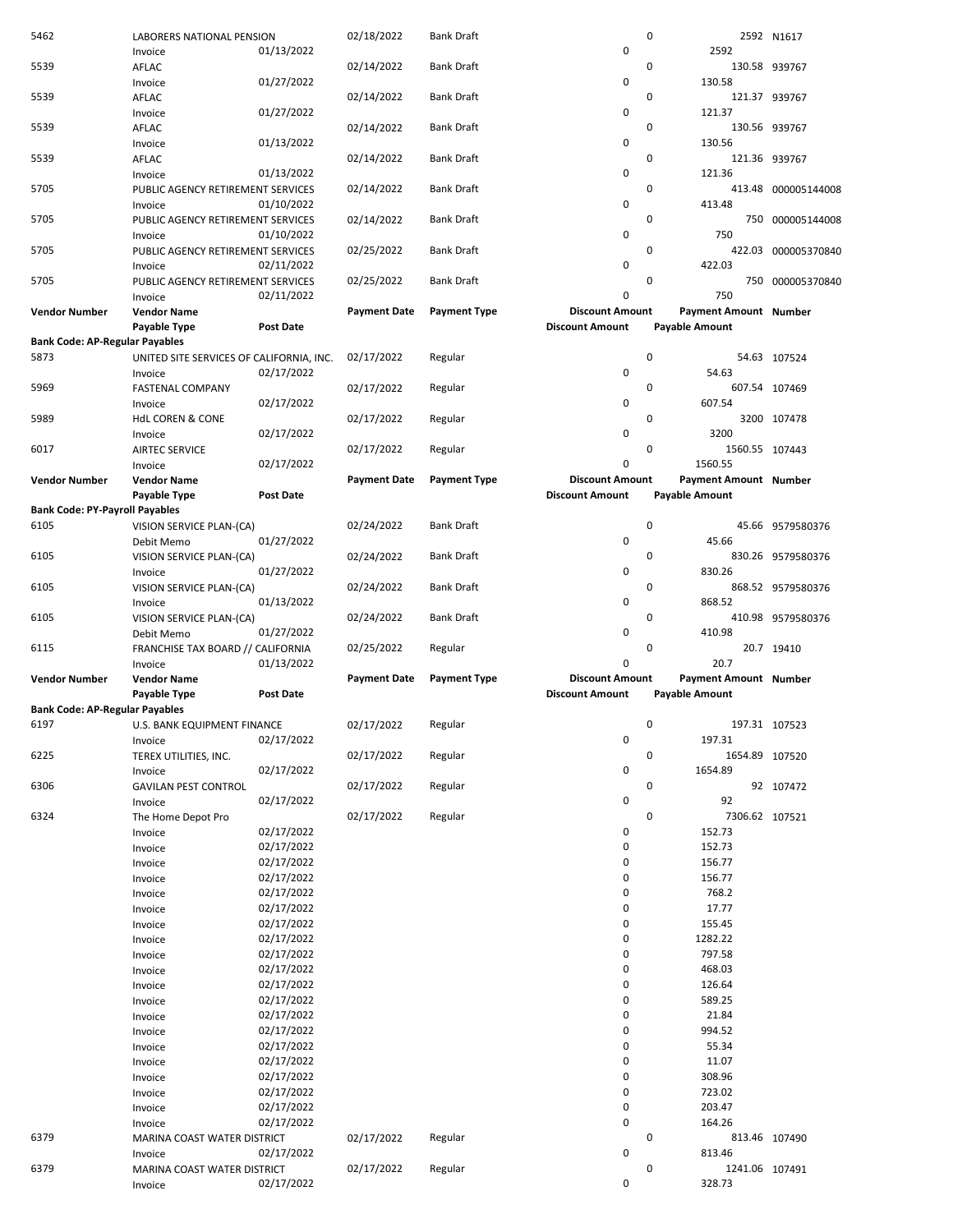| Vendor Number | Vendor Name | | Payment Date | Payment Type | Discount Amount | Payment Amount | Number |
|---|---|---|---|---|---|---|---|
| | Payable Type | Post Date | | | Discount Amount | Payable Amount | |
| 5462 | LABORERS NATIONAL PENSION | | 02/18/2022 | Bank Draft | 0 | 2592 | N1617 |
| | Invoice | 01/13/2022 | | | 0 | 2592 | |
| 5539 | AFLAC | | 02/14/2022 | Bank Draft | 0 | 130.58 | 939767 |
| | Invoice | 01/27/2022 | | | 0 | 130.58 | |
| 5539 | AFLAC | | 02/14/2022 | Bank Draft | 0 | 121.37 | 939767 |
| | Invoice | 01/27/2022 | | | 0 | 121.37 | |
| 5539 | AFLAC | | 02/14/2022 | Bank Draft | 0 | 130.56 | 939767 |
| | Invoice | 01/13/2022 | | | 0 | 130.56 | |
| 5539 | AFLAC | | 02/14/2022 | Bank Draft | 0 | 121.36 | 939767 |
| | Invoice | 01/13/2022 | | | 0 | 121.36 | |
| 5705 | PUBLIC AGENCY RETIREMENT SERVICES | | 02/14/2022 | Bank Draft | 0 | 413.48 | 000005144008 |
| | Invoice | 01/10/2022 | | | 0 | 413.48 | |
| 5705 | PUBLIC AGENCY RETIREMENT SERVICES | | 02/14/2022 | Bank Draft | 0 | 750 | 000005144008 |
| | Invoice | 01/10/2022 | | | 0 | 750 | |
| 5705 | PUBLIC AGENCY RETIREMENT SERVICES | | 02/25/2022 | Bank Draft | 0 | 422.03 | 000005370840 |
| | Invoice | 02/11/2022 | | | 0 | 422.03 | |
| 5705 | PUBLIC AGENCY RETIREMENT SERVICES | | 02/25/2022 | Bank Draft | 0 | 750 | 000005370840 |
| | Invoice | 02/11/2022 | | | 0 | 750 | |

**Bank Code: AP-Regular Payables**

| Vendor Number | Vendor Name | | Payment Date | Payment Type | Discount Amount | Payment Amount | Number |
|---|---|---|---|---|---|---|---|
| | Payable Type | Post Date | | | Discount Amount | Payable Amount | |
| 5873 | UNITED SITE SERVICES OF CALIFORNIA, INC. | | 02/17/2022 | Regular | 0 | 54.63 | 107524 |
| | Invoice | 02/17/2022 | | | 0 | 54.63 | |
| 5969 | FASTENAL COMPANY | | 02/17/2022 | Regular | 0 | 607.54 | 107469 |
| | Invoice | 02/17/2022 | | | 0 | 607.54 | |
| 5989 | HdL COREN & CONE | | 02/17/2022 | Regular | 0 | 3200 | 107478 |
| | Invoice | 02/17/2022 | | | 0 | 3200 | |
| 6017 | AIRTEC SERVICE | | 02/17/2022 | Regular | 0 | 1560.55 | 107443 |
| | Invoice | 02/17/2022 | | | 0 | 1560.55 | |

**Bank Code: PY-Payroll Payables**

| Vendor Number | Vendor Name | | Payment Date | Payment Type | Discount Amount | Payment Amount | Number |
|---|---|---|---|---|---|---|---|
| | Payable Type | Post Date | | | Discount Amount | Payable Amount | |
| 6105 | VISION SERVICE PLAN-(CA) | | 02/24/2022 | Bank Draft | 0 | 45.66 | 9579580376 |
| | Debit Memo | 01/27/2022 | | | 0 | 45.66 | |
| 6105 | VISION SERVICE PLAN-(CA) | | 02/24/2022 | Bank Draft | 0 | 830.26 | 9579580376 |
| | Invoice | 01/27/2022 | | | 0 | 830.26 | |
| 6105 | VISION SERVICE PLAN-(CA) | | 02/24/2022 | Bank Draft | 0 | 868.52 | 9579580376 |
| | Invoice | 01/13/2022 | | | 0 | 868.52 | |
| 6105 | VISION SERVICE PLAN-(CA) | | 02/24/2022 | Bank Draft | 0 | 410.98 | 9579580376 |
| | Debit Memo | 01/27/2022 | | | 0 | 410.98 | |
| 6115 | FRANCHISE TAX BOARD // CALIFORNIA | | 02/25/2022 | Regular | 0 | 20.7 | 19410 |
| | Invoice | 01/13/2022 | | | 0 | 20.7 | |

**Bank Code: AP-Regular Payables**

| Vendor Number | Vendor Name | | Payment Date | Payment Type | Discount Amount | Payment Amount | Number |
|---|---|---|---|---|---|---|---|
| | Payable Type | Post Date | | | Discount Amount | Payable Amount | |
| 6197 | U.S. BANK EQUIPMENT FINANCE | | 02/17/2022 | Regular | 0 | 197.31 | 107523 |
| | Invoice | 02/17/2022 | | | 0 | 197.31 | |
| 6225 | TEREX UTILITIES, INC. | | 02/17/2022 | Regular | 0 | 1654.89 | 107520 |
| | Invoice | 02/17/2022 | | | 0 | 1654.89 | |
| 6306 | GAVILAN PEST CONTROL | | 02/17/2022 | Regular | 0 | 92 | 107472 |
| | Invoice | 02/17/2022 | | | 0 | 92 | |
| 6324 | The Home Depot Pro | | 02/17/2022 | Regular | 0 | 7306.62 | 107521 |
| | Invoice | 02/17/2022 | | | 0 | 152.73 | |
| | Invoice | 02/17/2022 | | | 0 | 152.73 | |
| | Invoice | 02/17/2022 | | | 0 | 156.77 | |
| | Invoice | 02/17/2022 | | | 0 | 156.77 | |
| | Invoice | 02/17/2022 | | | 0 | 768.2 | |
| | Invoice | 02/17/2022 | | | 0 | 17.77 | |
| | Invoice | 02/17/2022 | | | 0 | 155.45 | |
| | Invoice | 02/17/2022 | | | 0 | 1282.22 | |
| | Invoice | 02/17/2022 | | | 0 | 797.58 | |
| | Invoice | 02/17/2022 | | | 0 | 468.03 | |
| | Invoice | 02/17/2022 | | | 0 | 126.64 | |
| | Invoice | 02/17/2022 | | | 0 | 589.25 | |
| | Invoice | 02/17/2022 | | | 0 | 21.84 | |
| | Invoice | 02/17/2022 | | | 0 | 994.52 | |
| | Invoice | 02/17/2022 | | | 0 | 55.34 | |
| | Invoice | 02/17/2022 | | | 0 | 11.07 | |
| | Invoice | 02/17/2022 | | | 0 | 308.96 | |
| | Invoice | 02/17/2022 | | | 0 | 723.02 | |
| | Invoice | 02/17/2022 | | | 0 | 203.47 | |
| | Invoice | 02/17/2022 | | | 0 | 164.26 | |
| 6379 | MARINA COAST WATER DISTRICT | | 02/17/2022 | Regular | 0 | 813.46 | 107490 |
| | Invoice | 02/17/2022 | | | 0 | 813.46 | |
| 6379 | MARINA COAST WATER DISTRICT | | 02/17/2022 | Regular | 0 | 1241.06 | 107491 |
| | Invoice | 02/17/2022 | | | 0 | 328.73 | |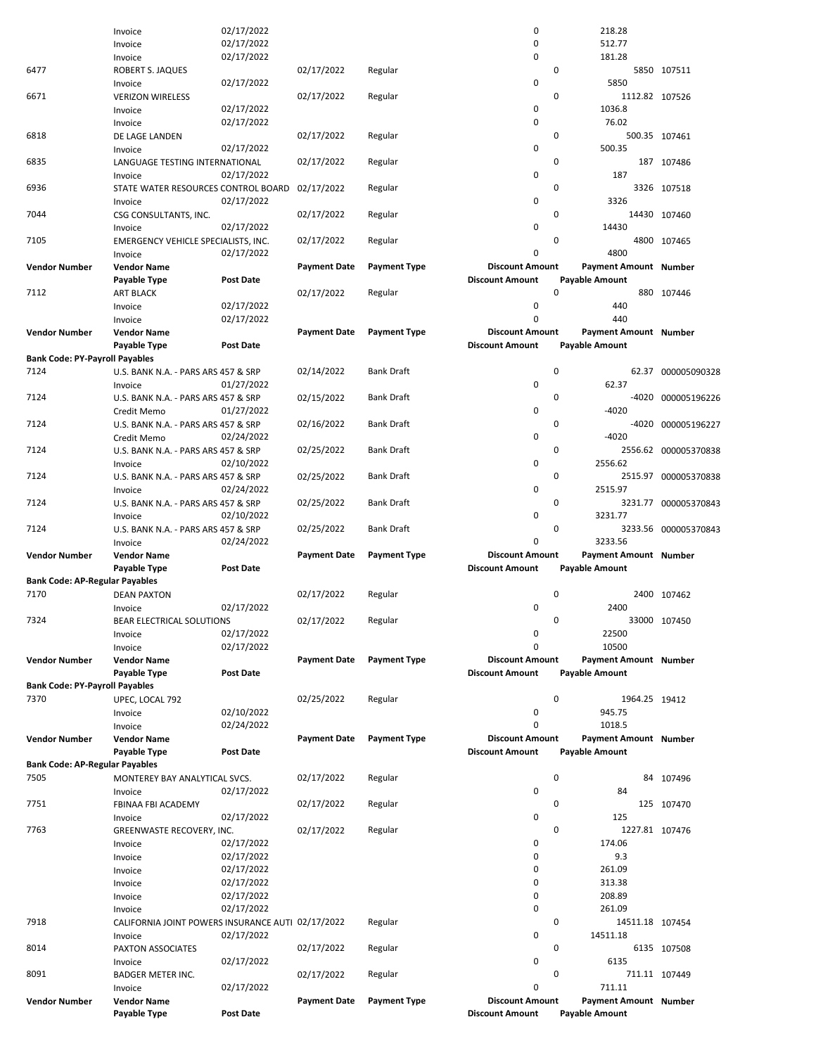| Vendor Number | Vendor Name | | Payment Date | Payment Type | Discount Amount | Payment Amount | Number |
|---|---|---|---|---|---|---|---|
| | Payable Type | Post Date | | | Discount Amount | Payable Amount | |
| | Invoice | 02/17/2022 | | | 0 | 218.28 | |
| | Invoice | 02/17/2022 | | | 0 | 512.77 | |
| | Invoice | 02/17/2022 | | | 0 | 181.28 | |
| 6477 | ROBERT S. JAQUES | | 02/17/2022 | Regular | 0 | 5850 | 107511 |
| | Invoice | 02/17/2022 | | | 0 | 5850 | |
| 6671 | VERIZON WIRELESS | | 02/17/2022 | Regular | 0 | 1112.82 | 107526 |
| | Invoice | 02/17/2022 | | | 0 | 1036.8 | |
| | Invoice | 02/17/2022 | | | 0 | 76.02 | |
| 6818 | DE LAGE LANDEN | | 02/17/2022 | Regular | 0 | 500.35 | 107461 |
| | Invoice | 02/17/2022 | | | 0 | 500.35 | |
| 6835 | LANGUAGE TESTING INTERNATIONAL | | 02/17/2022 | Regular | 0 | 187 | 107486 |
| | Invoice | 02/17/2022 | | | 0 | 187 | |
| 6936 | STATE WATER RESOURCES CONTROL BOARD | | 02/17/2022 | Regular | 0 | 3326 | 107518 |
| | Invoice | 02/17/2022 | | | 0 | 3326 | |
| 7044 | CSG CONSULTANTS, INC. | | 02/17/2022 | Regular | 0 | 14430 | 107460 |
| | Invoice | 02/17/2022 | | | 0 | 14430 | |
| 7105 | EMERGENCY VEHICLE SPECIALISTS, INC. | | 02/17/2022 | Regular | 0 | 4800 | 107465 |
| | Invoice | 02/17/2022 | | | 0 | 4800 | |
| **Vendor Number** | **Vendor Name** | | **Payment Date** | **Payment Type** | **Discount Amount** | **Payment Amount** | **Number** |
| | **Payable Type** | **Post Date** | | | **Discount Amount** | **Payable Amount** | |
| 7112 | ART BLACK | | 02/17/2022 | Regular | 0 | 880 | 107446 |
| | Invoice | 02/17/2022 | | | 0 | 440 | |
| | Invoice | 02/17/2022 | | | 0 | 440 | |
| **Vendor Number** | **Vendor Name** | | **Payment Date** | **Payment Type** | **Discount Amount** | **Payment Amount** | **Number** |
| | **Payable Type** | **Post Date** | | | **Discount Amount** | **Payable Amount** | |
| **Bank Code: PY-Payroll Payables** | | | | | | | |
| 7124 | U.S. BANK N.A. - PARS ARS 457 & SRP | | 02/14/2022 | Bank Draft | 0 | 62.37 | 000005090328 |
| | Invoice | 01/27/2022 | | | 0 | 62.37 | |
| 7124 | U.S. BANK N.A. - PARS ARS 457 & SRP | | 02/15/2022 | Bank Draft | 0 | -4020 | 000005196226 |
| | Credit Memo | 01/27/2022 | | | 0 | -4020 | |
| 7124 | U.S. BANK N.A. - PARS ARS 457 & SRP | | 02/16/2022 | Bank Draft | 0 | -4020 | 000005196227 |
| | Credit Memo | 02/24/2022 | | | 0 | -4020 | |
| 7124 | U.S. BANK N.A. - PARS ARS 457 & SRP | | 02/25/2022 | Bank Draft | 0 | 2556.62 | 000005370838 |
| | Invoice | 02/10/2022 | | | 0 | 2556.62 | |
| 7124 | U.S. BANK N.A. - PARS ARS 457 & SRP | | 02/25/2022 | Bank Draft | 0 | 2515.97 | 000005370838 |
| | Invoice | 02/24/2022 | | | 0 | 2515.97 | |
| 7124 | U.S. BANK N.A. - PARS ARS 457 & SRP | | 02/25/2022 | Bank Draft | 0 | 3231.77 | 000005370843 |
| | Invoice | 02/10/2022 | | | 0 | 3231.77 | |
| 7124 | U.S. BANK N.A. - PARS ARS 457 & SRP | | 02/25/2022 | Bank Draft | 0 | 3233.56 | 000005370843 |
| | Invoice | 02/24/2022 | | | 0 | 3233.56 | |
| **Vendor Number** | **Vendor Name** | | **Payment Date** | **Payment Type** | **Discount Amount** | **Payment Amount** | **Number** |
| | **Payable Type** | **Post Date** | | | **Discount Amount** | **Payable Amount** | |
| **Bank Code: AP-Regular Payables** | | | | | | | |
| 7170 | DEAN PAXTON | | 02/17/2022 | Regular | 0 | 2400 | 107462 |
| | Invoice | 02/17/2022 | | | 0 | 2400 | |
| 7324 | BEAR ELECTRICAL SOLUTIONS | | 02/17/2022 | Regular | 0 | 33000 | 107450 |
| | Invoice | 02/17/2022 | | | 0 | 22500 | |
| | Invoice | 02/17/2022 | | | 0 | 10500 | |
| **Vendor Number** | **Vendor Name** | | **Payment Date** | **Payment Type** | **Discount Amount** | **Payment Amount** | **Number** |
| | **Payable Type** | **Post Date** | | | **Discount Amount** | **Payable Amount** | |
| **Bank Code: PY-Payroll Payables** | | | | | | | |
| 7370 | UPEC, LOCAL 792 | | 02/25/2022 | Regular | 0 | 1964.25 | 19412 |
| | Invoice | 02/10/2022 | | | 0 | 945.75 | |
| | Invoice | 02/24/2022 | | | 0 | 1018.5 | |
| **Vendor Number** | **Vendor Name** | | **Payment Date** | **Payment Type** | **Discount Amount** | **Payment Amount** | **Number** |
| | **Payable Type** | **Post Date** | | | **Discount Amount** | **Payable Amount** | |
| **Bank Code: AP-Regular Payables** | | | | | | | |
| 7505 | MONTEREY BAY ANALYTICAL SVCS. | | 02/17/2022 | Regular | 0 | 84 | 107496 |
| | Invoice | 02/17/2022 | | | 0 | 84 | |
| 7751 | FBINAA FBI ACADEMY | | 02/17/2022 | Regular | 0 | 125 | 107470 |
| | Invoice | 02/17/2022 | | | 0 | 125 | |
| 7763 | GREENWASTE RECOVERY, INC. | | 02/17/2022 | Regular | 0 | 1227.81 | 107476 |
| | Invoice | 02/17/2022 | | | 0 | 174.06 | |
| | Invoice | 02/17/2022 | | | 0 | 9.3 | |
| | Invoice | 02/17/2022 | | | 0 | 261.09 | |
| | Invoice | 02/17/2022 | | | 0 | 313.38 | |
| | Invoice | 02/17/2022 | | | 0 | 208.89 | |
| | Invoice | 02/17/2022 | | | 0 | 261.09 | |
| 7918 | CALIFORNIA JOINT POWERS INSURANCE AUTI | | 02/17/2022 | Regular | 0 | 14511.18 | 107454 |
| | Invoice | 02/17/2022 | | | 0 | 14511.18 | |
| 8014 | PAXTON ASSOCIATES | | 02/17/2022 | Regular | 0 | 6135 | 107508 |
| | Invoice | 02/17/2022 | | | 0 | 6135 | |
| 8091 | BADGER METER INC. | | 02/17/2022 | Regular | 0 | 711.11 | 107449 |
| | Invoice | 02/17/2022 | | | 0 | 711.11 | |
| **Vendor Number** | **Vendor Name** | | **Payment Date** | **Payment Type** | **Discount Amount** | **Payment Amount** | **Number** |
| | **Payable Type** | **Post Date** | | | **Discount Amount** | **Payable Amount** | |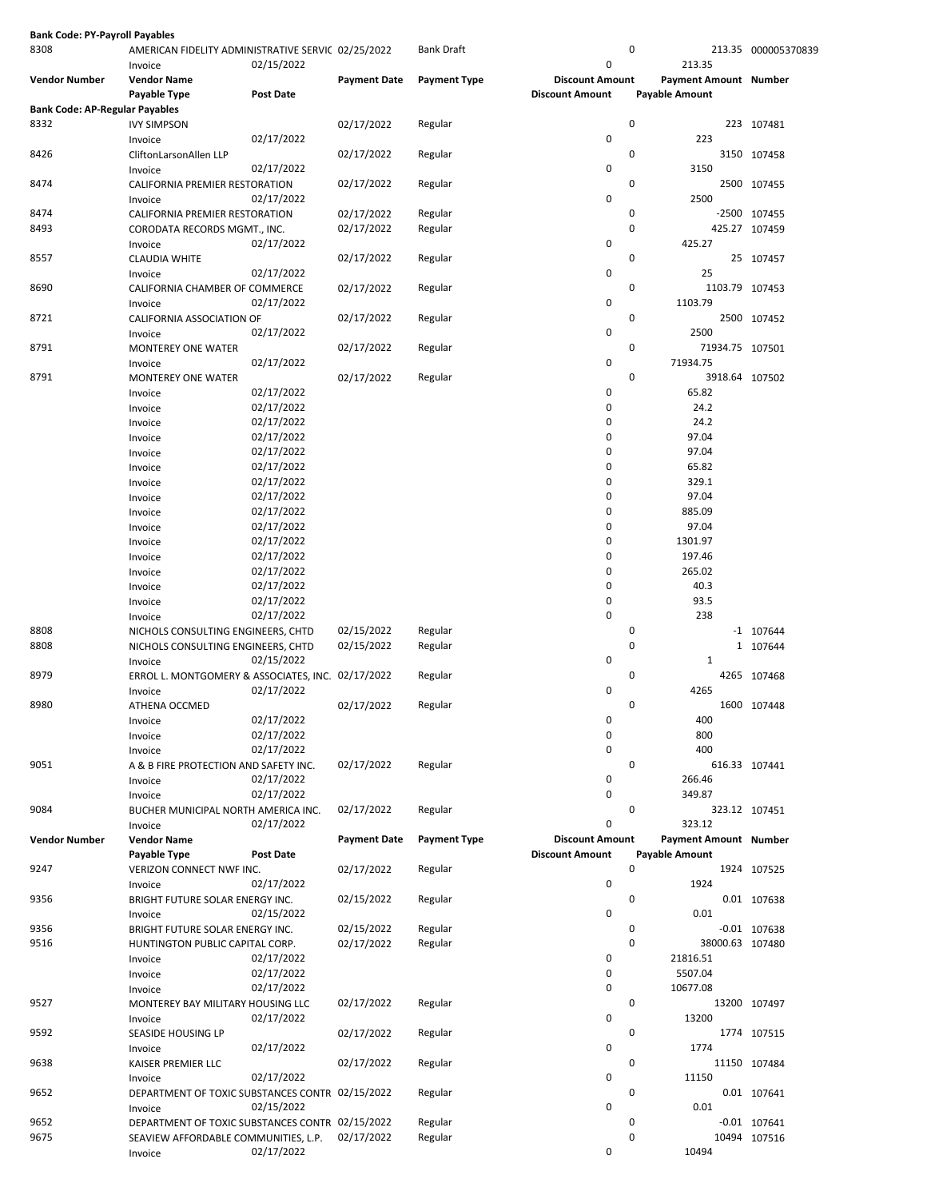**Bank Code: PY-Payroll Payables**

| Vendor Number | Vendor Name | | Payment Date | Payment Type | Discount Amount | Payment Amount | Number |
|---|---|---|---|---|---|---|---|
| | Payable Type | Post Date | | | Discount Amount | Payable Amount | |
| 8308 | AMERICAN FIDELITY ADMINISTRATIVE SERVIC | | 02/25/2022 | Bank Draft | 0 | 213.35 | 000005370839 |
| | Invoice | 02/15/2022 | | | 0 | 213.35 | |

**Bank Code: AP-Regular Payables**

| Vendor Number | Vendor Name | | Payment Date | Payment Type | Discount Amount | Payment Amount | Number |
|---|---|---|---|---|---|---|---|
| | Payable Type | Post Date | | | Discount Amount | Payable Amount | |
| 8332 | IVY SIMPSON | | 02/17/2022 | Regular | 0 | 223 | 107481 |
| | Invoice | 02/17/2022 | | | 0 | 223 | |
| 8426 | CliftonLarsonAllen LLP | | 02/17/2022 | Regular | 0 | 3150 | 107458 |
| | Invoice | 02/17/2022 | | | 0 | 3150 | |
| 8474 | CALIFORNIA PREMIER RESTORATION | | 02/17/2022 | Regular | 0 | 2500 | 107455 |
| | Invoice | 02/17/2022 | | | 0 | 2500 | |
| 8474 | CALIFORNIA PREMIER RESTORATION | | 02/17/2022 | Regular | 0 | -2500 | 107455 |
| 8493 | CORODATA RECORDS MGMT., INC. | | 02/17/2022 | Regular | 0 | 425.27 | 107459 |
| | Invoice | 02/17/2022 | | | 0 | 425.27 | |
| 8557 | CLAUDIA WHITE | | 02/17/2022 | Regular | 0 | 25 | 107457 |
| | Invoice | 02/17/2022 | | | 0 | 25 | |
| 8690 | CALIFORNIA CHAMBER OF COMMERCE | | 02/17/2022 | Regular | 0 | 1103.79 | 107453 |
| | Invoice | 02/17/2022 | | | 0 | 1103.79 | |
| 8721 | CALIFORNIA ASSOCIATION OF | | 02/17/2022 | Regular | 0 | 2500 | 107452 |
| | Invoice | 02/17/2022 | | | 0 | 2500 | |
| 8791 | MONTEREY ONE WATER | | 02/17/2022 | Regular | 0 | 71934.75 | 107501 |
| | Invoice | 02/17/2022 | | | 0 | 71934.75 | |
| 8791 | MONTEREY ONE WATER | | 02/17/2022 | Regular | 0 | 3918.64 | 107502 |
| | Invoice | 02/17/2022 | | | 0 | 65.82 | |
| | Invoice | 02/17/2022 | | | 0 | 24.2 | |
| | Invoice | 02/17/2022 | | | 0 | 24.2 | |
| | Invoice | 02/17/2022 | | | 0 | 97.04 | |
| | Invoice | 02/17/2022 | | | 0 | 97.04 | |
| | Invoice | 02/17/2022 | | | 0 | 65.82 | |
| | Invoice | 02/17/2022 | | | 0 | 329.1 | |
| | Invoice | 02/17/2022 | | | 0 | 97.04 | |
| | Invoice | 02/17/2022 | | | 0 | 885.09 | |
| | Invoice | 02/17/2022 | | | 0 | 97.04 | |
| | Invoice | 02/17/2022 | | | 0 | 1301.97 | |
| | Invoice | 02/17/2022 | | | 0 | 197.46 | |
| | Invoice | 02/17/2022 | | | 0 | 265.02 | |
| | Invoice | 02/17/2022 | | | 0 | 40.3 | |
| | Invoice | 02/17/2022 | | | 0 | 93.5 | |
| | Invoice | 02/17/2022 | | | 0 | 238 | |
| 8808 | NICHOLS CONSULTING ENGINEERS, CHTD | | 02/15/2022 | Regular | 0 | -1 | 107644 |
| 8808 | NICHOLS CONSULTING ENGINEERS, CHTD | | 02/15/2022 | Regular | 0 | 1 | 107644 |
| | Invoice | 02/15/2022 | | | 0 | 1 | |
| 8979 | ERROL L. MONTGOMERY & ASSOCIATES, INC. | | 02/17/2022 | Regular | 0 | 4265 | 107468 |
| | Invoice | 02/17/2022 | | | 0 | 4265 | |
| 8980 | ATHENA OCCMED | | 02/17/2022 | Regular | 0 | 1600 | 107448 |
| | Invoice | 02/17/2022 | | | 0 | 400 | |
| | Invoice | 02/17/2022 | | | 0 | 800 | |
| | Invoice | 02/17/2022 | | | 0 | 400 | |
| 9051 | A & B FIRE PROTECTION AND SAFETY INC. | | 02/17/2022 | Regular | 0 | 616.33 | 107441 |
| | Invoice | 02/17/2022 | | | 0 | 266.46 | |
| | Invoice | 02/17/2022 | | | 0 | 349.87 | |
| 9084 | BUCHER MUNICIPAL NORTH AMERICA INC. | | 02/17/2022 | Regular | 0 | 323.12 | 107451 |
| | Invoice | 02/17/2022 | | | 0 | 323.12 | |

| Vendor Number | Vendor Name | | Payment Date | Payment Type | Discount Amount | Payment Amount | Number |
|---|---|---|---|---|---|---|---|
| | Payable Type | Post Date | | | Discount Amount | Payable Amount | |
| 9247 | VERIZON CONNECT NWF INC. | | 02/17/2022 | Regular | 0 | 1924 | 107525 |
| | Invoice | 02/17/2022 | | | 0 | 1924 | |
| 9356 | BRIGHT FUTURE SOLAR ENERGY INC. | | 02/15/2022 | Regular | 0 | 0.01 | 107638 |
| | Invoice | 02/15/2022 | | | 0 | 0.01 | |
| 9356 | BRIGHT FUTURE SOLAR ENERGY INC. | | 02/15/2022 | Regular | 0 | -0.01 | 107638 |
| 9516 | HUNTINGTON PUBLIC CAPITAL CORP. | | 02/17/2022 | Regular | 0 | 38000.63 | 107480 |
| | Invoice | 02/17/2022 | | | 0 | 21816.51 | |
| | Invoice | 02/17/2022 | | | 0 | 5507.04 | |
| | Invoice | 02/17/2022 | | | 0 | 10677.08 | |
| 9527 | MONTEREY BAY MILITARY HOUSING LLC | | 02/17/2022 | Regular | 0 | 13200 | 107497 |
| | Invoice | 02/17/2022 | | | 0 | 13200 | |
| 9592 | SEASIDE HOUSING LP | | 02/17/2022 | Regular | 0 | 1774 | 107515 |
| | Invoice | 02/17/2022 | | | 0 | 1774 | |
| 9638 | KAISER PREMIER LLC | | 02/17/2022 | Regular | 0 | 11150 | 107484 |
| | Invoice | 02/17/2022 | | | 0 | 11150 | |
| 9652 | DEPARTMENT OF TOXIC SUBSTANCES CONTR | | 02/15/2022 | Regular | 0 | 0.01 | 107641 |
| | Invoice | 02/15/2022 | | | 0 | 0.01 | |
| 9652 | DEPARTMENT OF TOXIC SUBSTANCES CONTR | | 02/15/2022 | Regular | 0 | -0.01 | 107641 |
| 9675 | SEAVIEW AFFORDABLE COMMUNITIES, L.P. | | 02/17/2022 | Regular | 0 | 10494 | 107516 |
| | Invoice | 02/17/2022 | | | 0 | 10494 | |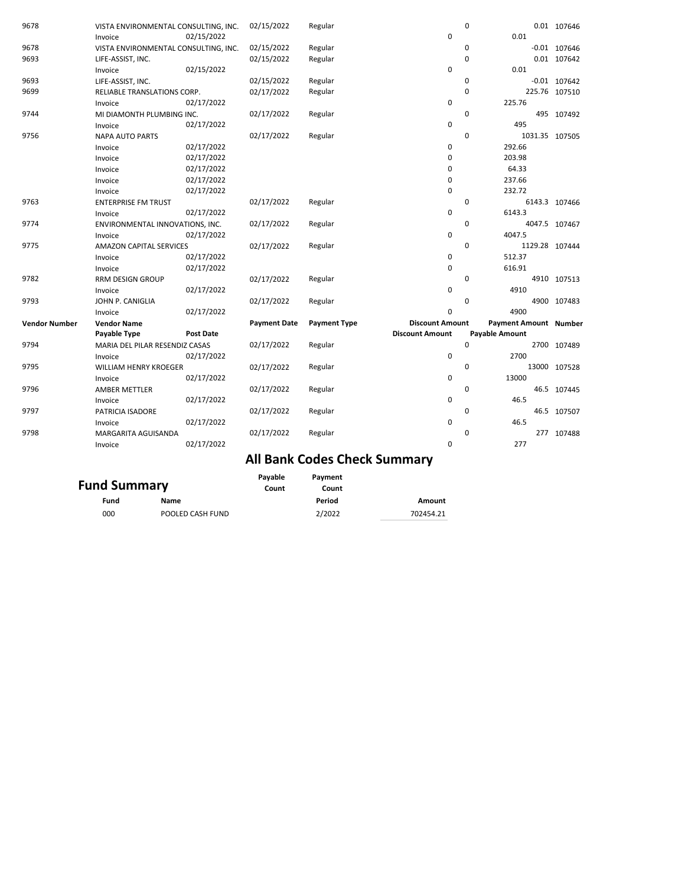| Vendor Number | Vendor Name | | Payment Date | Payment Type | Discount Amount | Payment Amount | Number |
|---|---|---|---|---|---|---|---|
| | Payable Type | Post Date | | | Discount Amount | Payable Amount | |
| 9678 | VISTA ENVIRONMENTAL CONSULTING, INC. | | 02/15/2022 | Regular | 0 | 0.01 | 107646 |
| | Invoice | 02/15/2022 | | | 0 | 0.01 | |
| 9678 | VISTA ENVIRONMENTAL CONSULTING, INC. | | 02/15/2022 | Regular | 0 | -0.01 | 107646 |
| 9693 | LIFE-ASSIST, INC. | | 02/15/2022 | Regular | 0 | 0.01 | 107642 |
| | Invoice | 02/15/2022 | | | 0 | 0.01 | |
| 9693 | LIFE-ASSIST, INC. | | 02/15/2022 | Regular | 0 | -0.01 | 107642 |
| 9699 | RELIABLE TRANSLATIONS CORP. | | 02/17/2022 | Regular | 0 | 225.76 | 107510 |
| | Invoice | 02/17/2022 | | | 0 | 225.76 | |
| 9744 | MI DIAMONTH PLUMBING INC. | | 02/17/2022 | Regular | 0 | 495 | 107492 |
| | Invoice | 02/17/2022 | | | 0 | 495 | |
| 9756 | NAPA AUTO PARTS | | 02/17/2022 | Regular | 0 | 1031.35 | 107505 |
| | Invoice | 02/17/2022 | | | 0 | 292.66 | |
| | Invoice | 02/17/2022 | | | 0 | 203.98 | |
| | Invoice | 02/17/2022 | | | 0 | 64.33 | |
| | Invoice | 02/17/2022 | | | 0 | 237.66 | |
| | Invoice | 02/17/2022 | | | 0 | 232.72 | |
| 9763 | ENTERPRISE FM TRUST | | 02/17/2022 | Regular | 0 | 6143.3 | 107466 |
| | Invoice | 02/17/2022 | | | 0 | 6143.3 | |
| 9774 | ENVIRONMENTAL INNOVATIONS, INC. | | 02/17/2022 | Regular | 0 | 4047.5 | 107467 |
| | Invoice | 02/17/2022 | | | 0 | 4047.5 | |
| 9775 | AMAZON CAPITAL SERVICES | | 02/17/2022 | Regular | 0 | 1129.28 | 107444 |
| | Invoice | 02/17/2022 | | | 0 | 512.37 | |
| | Invoice | 02/17/2022 | | | 0 | 616.91 | |
| 9782 | RRM DESIGN GROUP | | 02/17/2022 | Regular | 0 | 4910 | 107513 |
| | Invoice | 02/17/2022 | | | 0 | 4910 | |
| 9793 | JOHN P. CANIGLIA | | 02/17/2022 | Regular | 0 | 4900 | 107483 |
| | Invoice | 02/17/2022 | | | 0 | 4900 | |
| 9794 | MARIA DEL PILAR RESENDIZ CASAS | | 02/17/2022 | Regular | 0 | 2700 | 107489 |
| | Invoice | 02/17/2022 | | | 0 | 2700 | |
| 9795 | WILLIAM HENRY KROEGER | | 02/17/2022 | Regular | 0 | 13000 | 107528 |
| | Invoice | 02/17/2022 | | | 0 | 13000 | |
| 9796 | AMBER METTLER | | 02/17/2022 | Regular | 0 | 46.5 | 107445 |
| | Invoice | 02/17/2022 | | | 0 | 46.5 | |
| 9797 | PATRICIA ISADORE | | 02/17/2022 | Regular | 0 | 46.5 | 107507 |
| | Invoice | 02/17/2022 | | | 0 | 46.5 | |
| 9798 | MARGARITA AGUISANDA | | 02/17/2022 | Regular | 0 | 277 | 107488 |
| | Invoice | 02/17/2022 | | | 0 | 277 | |

## All Bank Codes Check Summary

## Fund Summary

| Fund | Name | Payable Count | Payment Count / Period | Amount |
|---|---|---|---|---|
| 000 | POOLED CASH FUND | | 2/2022 | 702454.21 |